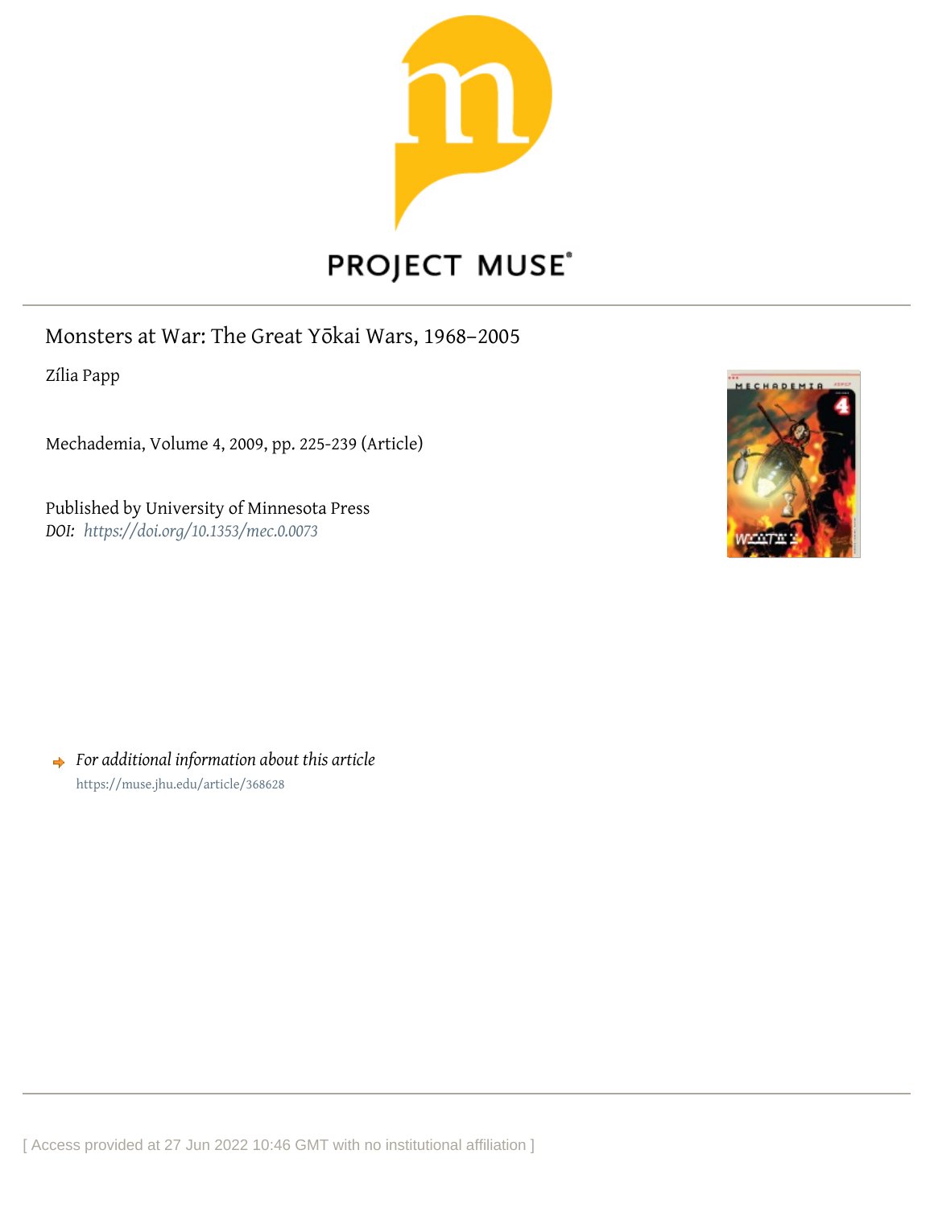PROJECT MUSE®

# Monsters at War: The Great Yōkai Wars, 1968–2005

Zília Papp

Mechademia, Volume 4, 2009, pp. 225-239 (Article)

Published by University of Minnesota Press

*DOI: https://doi.org/10.1353/mec.0.0073*

*For additional information about this article*

https://muse.jhu.edu/article/368628

[ Access provided at 27 Jun 2022 10:46 GMT with no institutional affiliation ]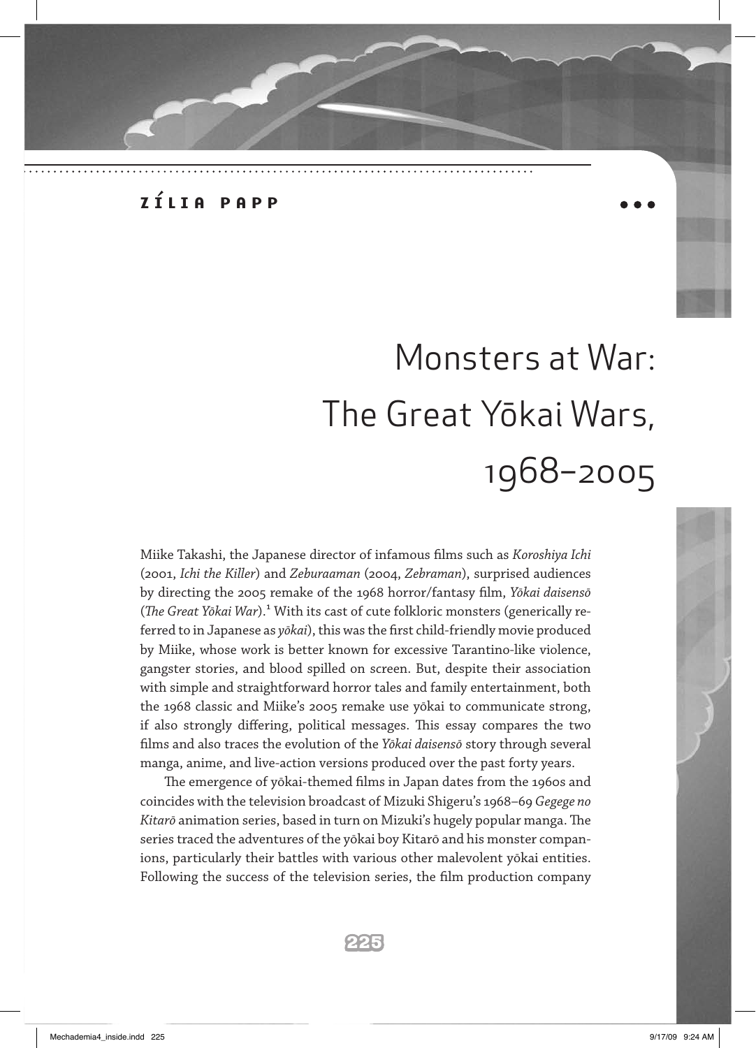ZÍLIA PAPP

# Monsters at War: The Great Yōkai Wars, 1968–2005

Miike Takashi, the Japanese director of infamous films such as *Koroshiya Ichi* (2001, *Ichi the Killer*) and *Zeburaaman* (2004, *Zebraman*), surprised audiences by directing the 2005 remake of the 1968 horror/fantasy film, *Yōkai daisensō* (*The Great Yōkai War*).[1] With its cast of cute folkloric monsters (generically referred to in Japanese as *yōkai*), this was the first child-friendly movie produced by Miike, whose work is better known for excessive Tarantino-like violence, gangster stories, and blood spilled on screen. But, despite their association with simple and straightforward horror tales and family entertainment, both the 1968 classic and Miike's 2005 remake use yōkai to communicate strong, if also strongly differing, political messages. This essay compares the two films and also traces the evolution of the *Yōkai daisensō* story through several manga, anime, and live-action versions produced over the past forty years.

The emergence of yōkai-themed films in Japan dates from the 1960s and coincides with the television broadcast of Mizuki Shigeru's 1968–69 *Gegege no Kitarō* animation series, based in turn on Mizuki's hugely popular manga. The series traced the adventures of the yōkai boy Kitarō and his monster companions, particularly their battles with various other malevolent yōkai entities. Following the success of the television series, the film production company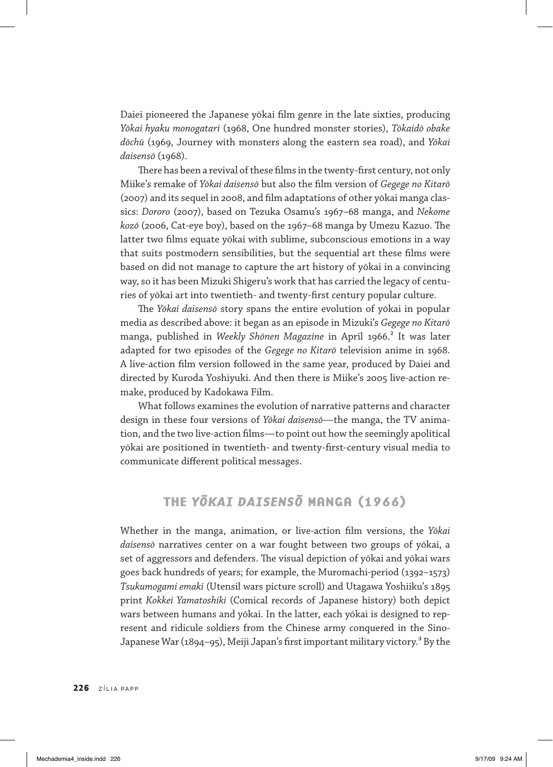Daiei pioneered the Japanese yōkai film genre in the late sixties, producing *Yōkai hyaku monogatari* (1968, One hundred monster stories), *Tōkaidō obake dōchū* (1969, Journey with monsters along the eastern sea road), and *Yōkai daisensō* (1968).

There has been a revival of these films in the twenty-first century, not only Miike's remake of *Yōkai daisensō* but also the film version of *Gegege no Kitarō* (2007) and its sequel in 2008, and film adaptations of other yōkai manga classics: *Dororo* (2007), based on Tezuka Osamu's 1967–68 manga, and *Nekome kozō* (2006, Cat-eye boy), based on the 1967–68 manga by Umezu Kazuo. The latter two films equate yōkai with sublime, subconscious emotions in a way that suits postmodern sensibilities, but the sequential art these films were based on did not manage to capture the art history of yōkai in a convincing way, so it has been Mizuki Shigeru's work that has carried the legacy of centuries of yōkai art into twentieth- and twenty-first century popular culture.

The *Yōkai daisensō* story spans the entire evolution of yōkai in popular media as described above: it began as an episode in Mizuki's *Gegege no Kitarō* manga, published in *Weekly Shōnen Magazine* in April 1966.[2] It was later adapted for two episodes of the *Gegege no Kitarō* television anime in 1968. A live-action film version followed in the same year, produced by Daiei and directed by Kuroda Yoshiyuki. And then there is Miike's 2005 live-action remake, produced by Kadokawa Film.

What follows examines the evolution of narrative patterns and character design in these four versions of *Yōkai daisensō*—the manga, the TV animation, and the two live-action films—to point out how the seemingly apolitical yōkai are positioned in twentieth- and twenty-first-century visual media to communicate different political messages.

## THE *YŌKAI DAISENSŌ* MANGA (1966)

Whether in the manga, animation, or live-action film versions, the *Yōkai daisensō* narratives center on a war fought between two groups of yōkai, a set of aggressors and defenders. The visual depiction of yōkai and yōkai wars goes back hundreds of years; for example, the Muromachi-period (1392–1573) *Tsukumogami emaki* (Utensil wars picture scroll) and Utagawa Yoshiiku's 1895 print *Kokkei Yamatoshiki* (Comical records of Japanese history) both depict wars between humans and yōkai. In the latter, each yōkai is designed to represent and ridicule soldiers from the Chinese army conquered in the Sino-Japanese War (1894–95), Meiji Japan's first important military victory.[3] By the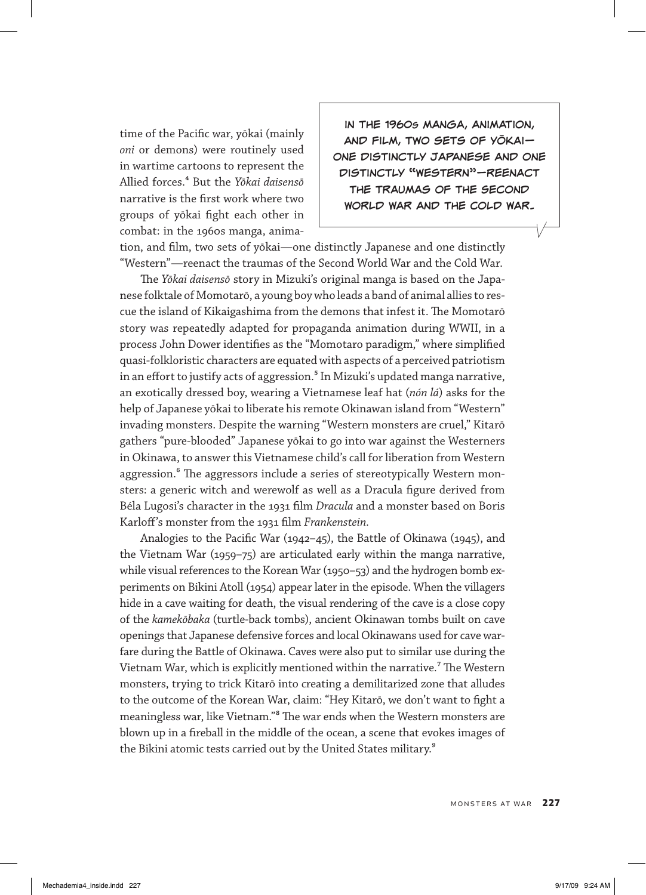time of the Pacific war, yōkai (mainly *oni* or demons) were routinely used in wartime cartoons to represent the Allied forces.[4] But the *Yōkai daisensō* narrative is the first work where two groups of yōkai fight each other in combat: in the 1960s manga, animation, and film, two sets of yōkai—one distinctly Japanese and one distinctly "Western"—reenact the traumas of the Second World War and the Cold War.

> IN THE 1960s MANGA, ANIMATION, AND FILM, TWO SETS OF YŌKAI—ONE DISTINCTLY JAPANESE AND ONE DISTINCTLY "WESTERN"—REENACT THE TRAUMAS OF THE SECOND WORLD WAR AND THE COLD WAR.

The *Yōkai daisensō* story in Mizuki's original manga is based on the Japanese folktale of Momotarō, a young boy who leads a band of animal allies to rescue the island of Kikaigashima from the demons that infest it. The Momotarō story was repeatedly adapted for propaganda animation during WWII, in a process John Dower identifies as the "Momotaro paradigm," where simplified quasi-folkloristic characters are equated with aspects of a perceived patriotism in an effort to justify acts of aggression.[5] In Mizuki's updated manga narrative, an exotically dressed boy, wearing a Vietnamese leaf hat (*nón lá*) asks for the help of Japanese yōkai to liberate his remote Okinawan island from "Western" invading monsters. Despite the warning "Western monsters are cruel," Kitarō gathers "pure-blooded" Japanese yōkai to go into war against the Westerners in Okinawa, to answer this Vietnamese child's call for liberation from Western aggression.[6] The aggressors include a series of stereotypically Western monsters: a generic witch and werewolf as well as a Dracula figure derived from Béla Lugosi's character in the 1931 film *Dracula* and a monster based on Boris Karloff's monster from the 1931 film *Frankenstein*.

Analogies to the Pacific War (1942–45), the Battle of Okinawa (1945), and the Vietnam War (1959–75) are articulated early within the manga narrative, while visual references to the Korean War (1950–53) and the hydrogen bomb experiments on Bikini Atoll (1954) appear later in the episode. When the villagers hide in a cave waiting for death, the visual rendering of the cave is a close copy of the *kamekōbaka* (turtle-back tombs), ancient Okinawan tombs built on cave openings that Japanese defensive forces and local Okinawans used for cave warfare during the Battle of Okinawa. Caves were also put to similar use during the Vietnam War, which is explicitly mentioned within the narrative.[7] The Western monsters, trying to trick Kitarō into creating a demilitarized zone that alludes to the outcome of the Korean War, claim: "Hey Kitarō, we don't want to fight a meaningless war, like Vietnam."[8] The war ends when the Western monsters are blown up in a fireball in the middle of the ocean, a scene that evokes images of the Bikini atomic tests carried out by the United States military.[9]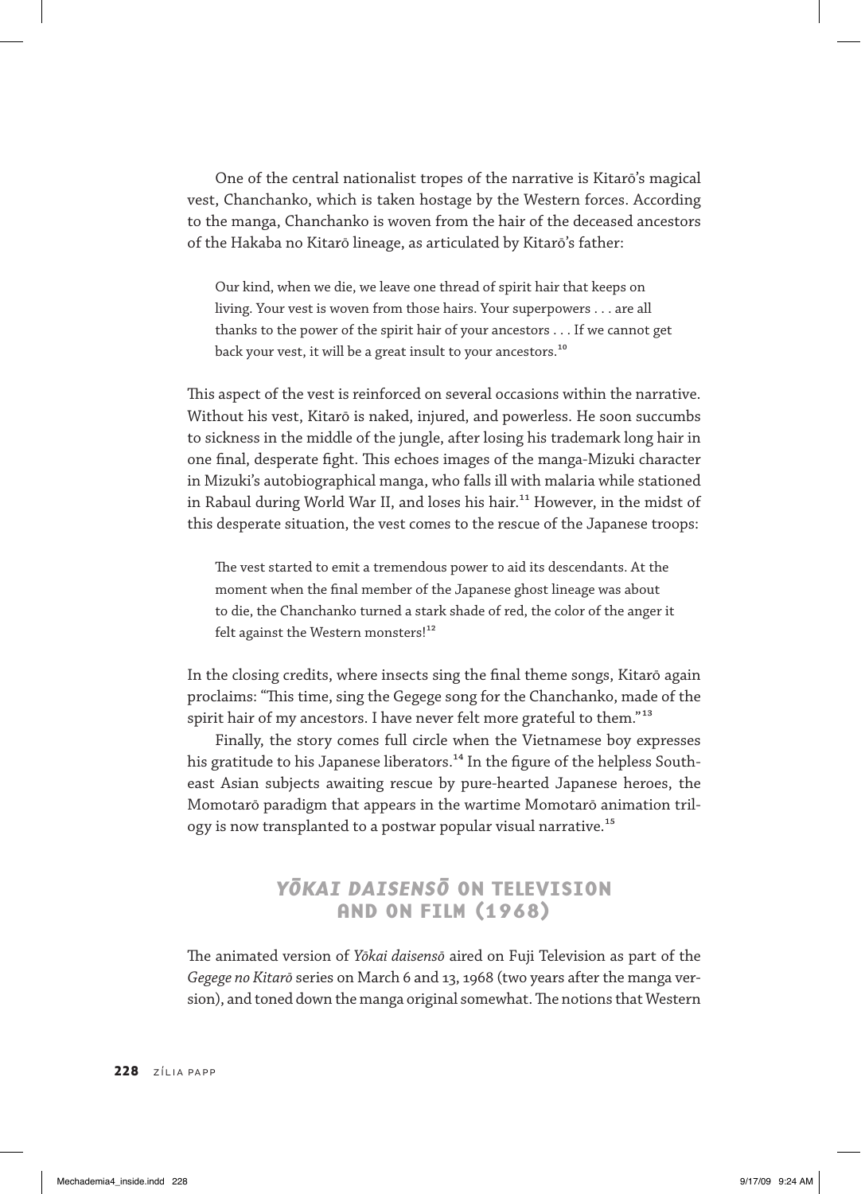One of the central nationalist tropes of the narrative is Kitarō's magical vest, Chanchanko, which is taken hostage by the Western forces. According to the manga, Chanchanko is woven from the hair of the deceased ancestors of the Hakaba no Kitarō lineage, as articulated by Kitarō's father:

> Our kind, when we die, we leave one thread of spirit hair that keeps on living. Your vest is woven from those hairs. Your superpowers . . . are all thanks to the power of the spirit hair of your ancestors . . . If we cannot get back your vest, it will be a great insult to your ancestors.[10]

This aspect of the vest is reinforced on several occasions within the narrative. Without his vest, Kitarō is naked, injured, and powerless. He soon succumbs to sickness in the middle of the jungle, after losing his trademark long hair in one final, desperate fight. This echoes images of the manga-Mizuki character in Mizuki's autobiographical manga, who falls ill with malaria while stationed in Rabaul during World War II, and loses his hair.[11] However, in the midst of this desperate situation, the vest comes to the rescue of the Japanese troops:

> The vest started to emit a tremendous power to aid its descendants. At the moment when the final member of the Japanese ghost lineage was about to die, the Chanchanko turned a stark shade of red, the color of the anger it felt against the Western monsters![12]

In the closing credits, where insects sing the final theme songs, Kitarō again proclaims: "This time, sing the Gegege song for the Chanchanko, made of the spirit hair of my ancestors. I have never felt more grateful to them."[13]

Finally, the story comes full circle when the Vietnamese boy expresses his gratitude to his Japanese liberators.[14] In the figure of the helpless Southeast Asian subjects awaiting rescue by pure-hearted Japanese heroes, the Momotarō paradigm that appears in the wartime Momotarō animation trilogy is now transplanted to a postwar popular visual narrative.[15]

## *YŌKAI DAISENSŌ* ON TELEVISION AND ON FILM (1968)

The animated version of *Yōkai daisensō* aired on Fuji Television as part of the *Gegege no Kitarō* series on March 6 and 13, 1968 (two years after the manga version), and toned down the manga original somewhat. The notions that Western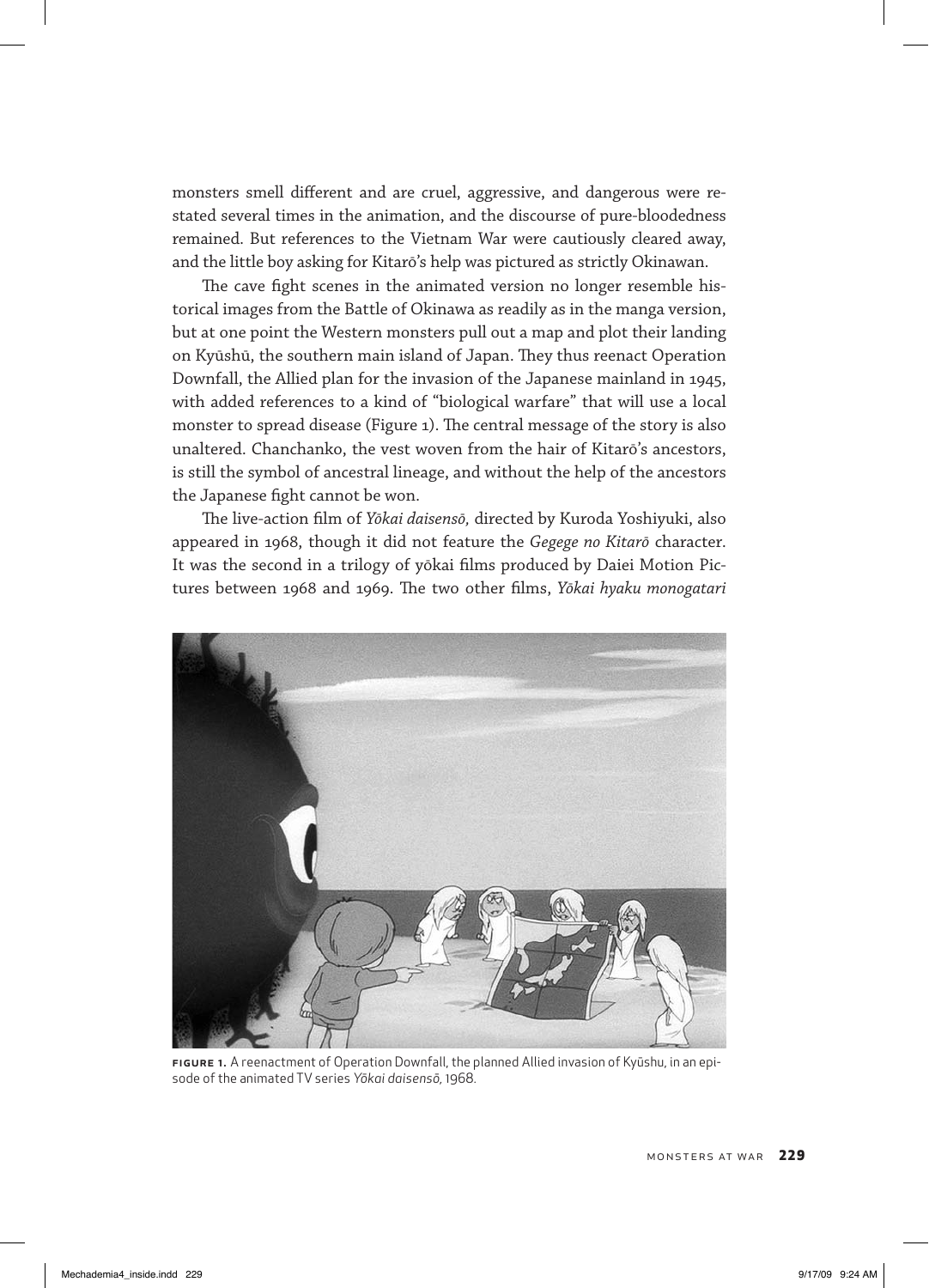monsters smell different and are cruel, aggressive, and dangerous were restated several times in the animation, and the discourse of pure-bloodedness remained. But references to the Vietnam War were cautiously cleared away, and the little boy asking for Kitarō's help was pictured as strictly Okinawan.

The cave fight scenes in the animated version no longer resemble historical images from the Battle of Okinawa as readily as in the manga version, but at one point the Western monsters pull out a map and plot their landing on Kyūshū, the southern main island of Japan. They thus reenact Operation Downfall, the Allied plan for the invasion of the Japanese mainland in 1945, with added references to a kind of "biological warfare" that will use a local monster to spread disease (Figure 1). The central message of the story is also unaltered. Chanchanko, the vest woven from the hair of Kitarō's ancestors, is still the symbol of ancestral lineage, and without the help of the ancestors the Japanese fight cannot be won.

The live-action film of *Yōkai daisensō*, directed by Kuroda Yoshiyuki, also appeared in 1968, though it did not feature the *Gegege no Kitarō* character. It was the second in a trilogy of yōkai films produced by Daiei Motion Pictures between 1968 and 1969. The two other films, *Yōkai hyaku monogatari*

**FIGURE 1.** A reenactment of Operation Downfall, the planned Allied invasion of Kyūshu, in an episode of the animated TV series *Yōkai daisensō*, 1968.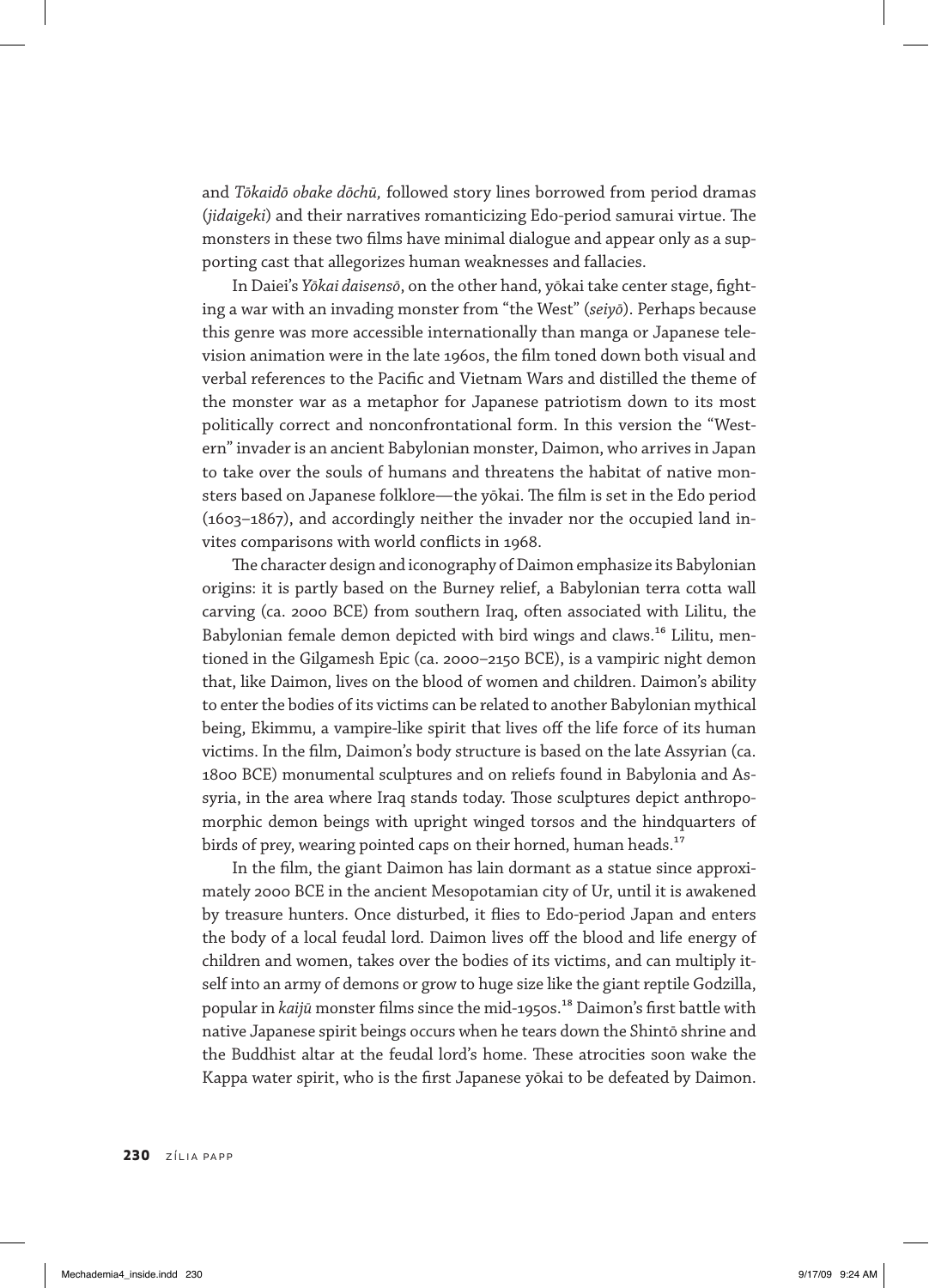and *Tōkaidō obake dōchū,* followed story lines borrowed from period dramas (*jidaigeki*) and their narratives romanticizing Edo-period samurai virtue. The monsters in these two films have minimal dialogue and appear only as a supporting cast that allegorizes human weaknesses and fallacies.

In Daiei's *Yōkai daisensō*, on the other hand, yōkai take center stage, fighting a war with an invading monster from "the West" (*seiyō*). Perhaps because this genre was more accessible internationally than manga or Japanese television animation were in the late 1960s, the film toned down both visual and verbal references to the Pacific and Vietnam Wars and distilled the theme of the monster war as a metaphor for Japanese patriotism down to its most politically correct and nonconfrontational form. In this version the "Western" invader is an ancient Babylonian monster, Daimon, who arrives in Japan to take over the souls of humans and threatens the habitat of native monsters based on Japanese folklore—the yōkai. The film is set in the Edo period (1603–1867), and accordingly neither the invader nor the occupied land invites comparisons with world conflicts in 1968.

The character design and iconography of Daimon emphasize its Babylonian origins: it is partly based on the Burney relief, a Babylonian terra cotta wall carving (ca. 2000 BCE) from southern Iraq, often associated with Lilitu, the Babylonian female demon depicted with bird wings and claws.[16] Lilitu, mentioned in the Gilgamesh Epic (ca. 2000–2150 BCE), is a vampiric night demon that, like Daimon, lives on the blood of women and children. Daimon's ability to enter the bodies of its victims can be related to another Babylonian mythical being, Ekimmu, a vampire-like spirit that lives off the life force of its human victims. In the film, Daimon's body structure is based on the late Assyrian (ca. 1800 BCE) monumental sculptures and on reliefs found in Babylonia and Assyria, in the area where Iraq stands today. Those sculptures depict anthropomorphic demon beings with upright winged torsos and the hindquarters of birds of prey, wearing pointed caps on their horned, human heads.[17]

In the film, the giant Daimon has lain dormant as a statue since approximately 2000 BCE in the ancient Mesopotamian city of Ur, until it is awakened by treasure hunters. Once disturbed, it flies to Edo-period Japan and enters the body of a local feudal lord. Daimon lives off the blood and life energy of children and women, takes over the bodies of its victims, and can multiply itself into an army of demons or grow to huge size like the giant reptile Godzilla, popular in *kaijū* monster films since the mid-1950s.[18] Daimon's first battle with native Japanese spirit beings occurs when he tears down the Shintō shrine and the Buddhist altar at the feudal lord's home. These atrocities soon wake the Kappa water spirit, who is the first Japanese yōkai to be defeated by Daimon.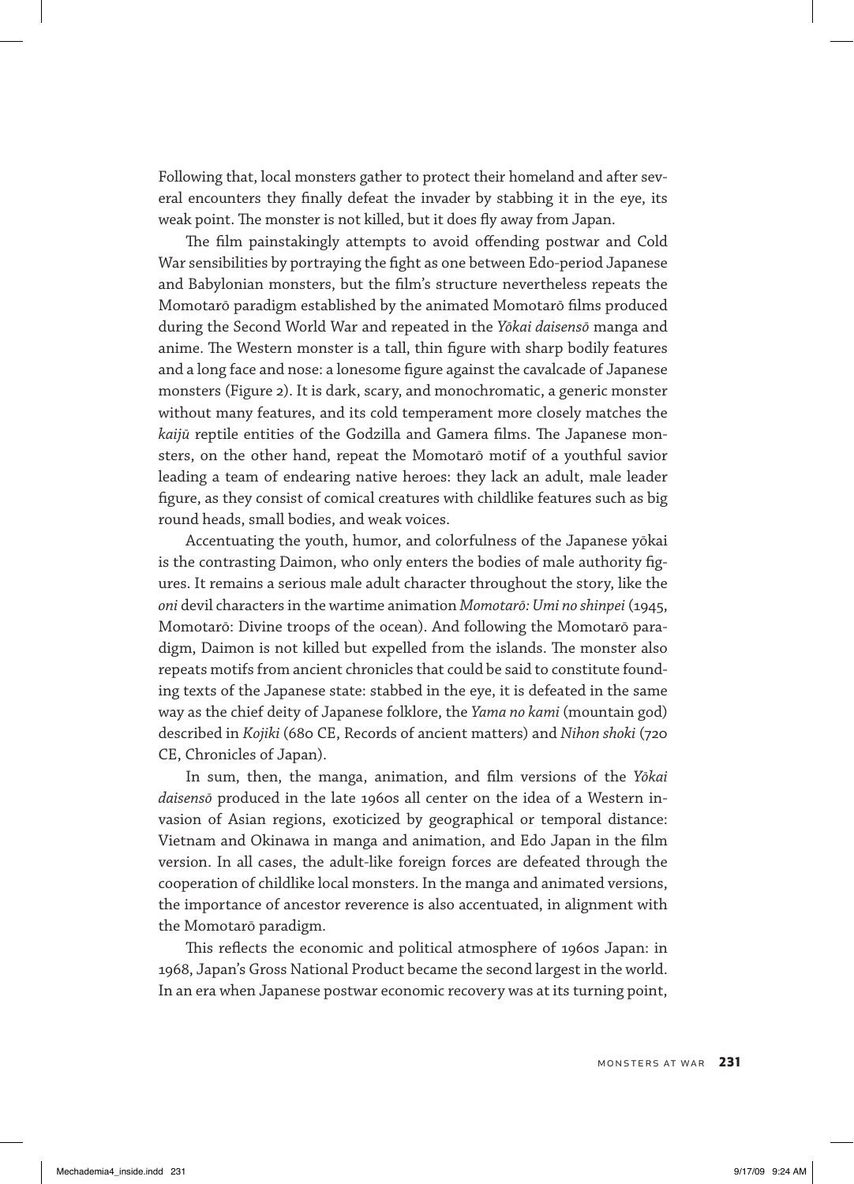Following that, local monsters gather to protect their homeland and after several encounters they finally defeat the invader by stabbing it in the eye, its weak point. The monster is not killed, but it does fly away from Japan.

The film painstakingly attempts to avoid offending postwar and Cold War sensibilities by portraying the fight as one between Edo-period Japanese and Babylonian monsters, but the film's structure nevertheless repeats the Momotarō paradigm established by the animated Momotarō films produced during the Second World War and repeated in the *Yōkai daisensō* manga and anime. The Western monster is a tall, thin figure with sharp bodily features and a long face and nose: a lonesome figure against the cavalcade of Japanese monsters (Figure 2). It is dark, scary, and monochromatic, a generic monster without many features, and its cold temperament more closely matches the *kaijū* reptile entities of the Godzilla and Gamera films. The Japanese monsters, on the other hand, repeat the Momotarō motif of a youthful savior leading a team of endearing native heroes: they lack an adult, male leader figure, as they consist of comical creatures with childlike features such as big round heads, small bodies, and weak voices.

Accentuating the youth, humor, and colorfulness of the Japanese yōkai is the contrasting Daimon, who only enters the bodies of male authority figures. It remains a serious male adult character throughout the story, like the *oni* devil characters in the wartime animation *Momotarō: Umi no shinpei* (1945, Momotarō: Divine troops of the ocean). And following the Momotarō paradigm, Daimon is not killed but expelled from the islands. The monster also repeats motifs from ancient chronicles that could be said to constitute founding texts of the Japanese state: stabbed in the eye, it is defeated in the same way as the chief deity of Japanese folklore, the *Yama no kami* (mountain god) described in *Kojiki* (680 CE, Records of ancient matters) and *Nihon shoki* (720 CE, Chronicles of Japan).

In sum, then, the manga, animation, and film versions of the *Yōkai daisensō* produced in the late 1960s all center on the idea of a Western invasion of Asian regions, exoticized by geographical or temporal distance: Vietnam and Okinawa in manga and animation, and Edo Japan in the film version. In all cases, the adult-like foreign forces are defeated through the cooperation of childlike local monsters. In the manga and animated versions, the importance of ancestor reverence is also accentuated, in alignment with the Momotarō paradigm.

This reflects the economic and political atmosphere of 1960s Japan: in 1968, Japan's Gross National Product became the second largest in the world. In an era when Japanese postwar economic recovery was at its turning point,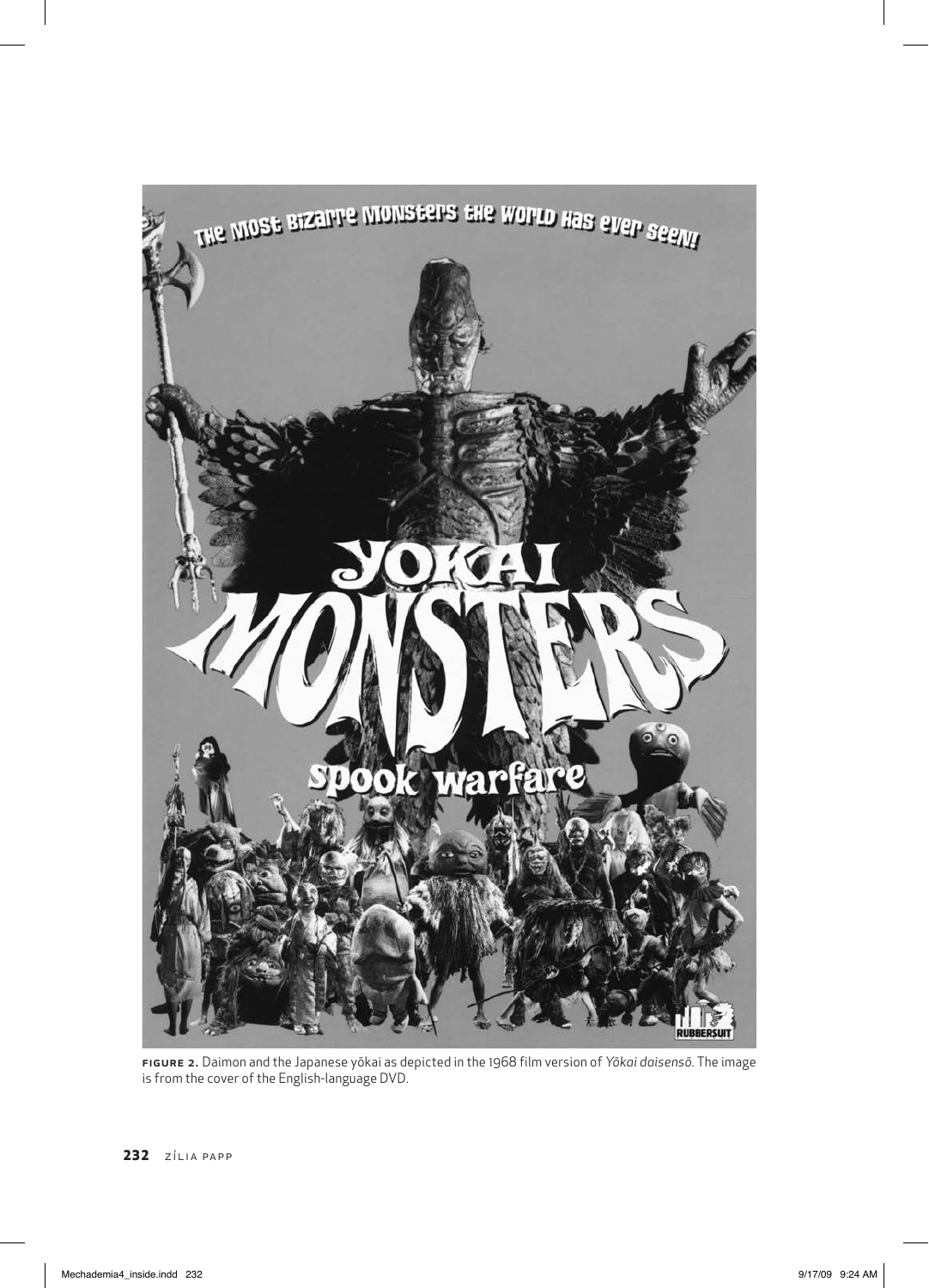**FIGURE 2.** Daimon and the Japanese yōkai as depicted in the 1968 film version of *Yōkai daisensō*. The image is from the cover of the English-language DVD.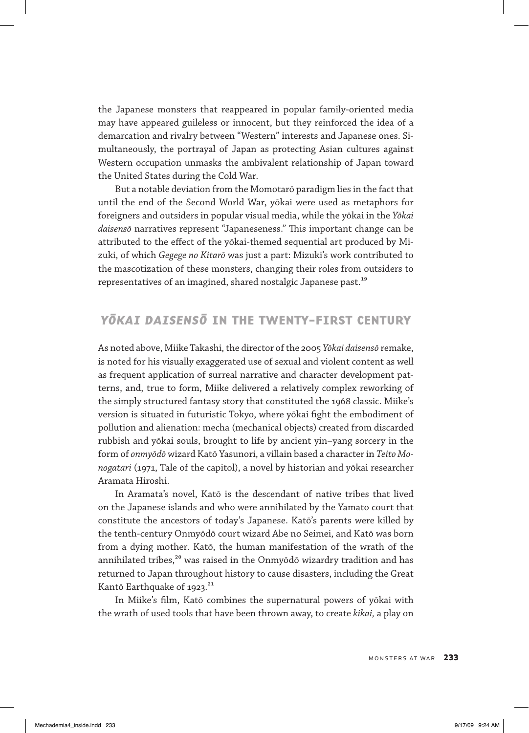the Japanese monsters that reappeared in popular family-oriented media may have appeared guileless or innocent, but they reinforced the idea of a demarcation and rivalry between "Western" interests and Japanese ones. Simultaneously, the portrayal of Japan as protecting Asian cultures against Western occupation unmasks the ambivalent relationship of Japan toward the United States during the Cold War.

But a notable deviation from the Momotarō paradigm lies in the fact that until the end of the Second World War, yōkai were used as metaphors for foreigners and outsiders in popular visual media, while the yōkai in the *Yōkai daisensō* narratives represent "Japaneseness." This important change can be attributed to the effect of the yōkai-themed sequential art produced by Mizuki, of which *Gegege no Kitarō* was just a part: Mizuki's work contributed to the mascotization of these monsters, changing their roles from outsiders to representatives of an imagined, shared nostalgic Japanese past.[19]

## *YŌKAI DAISENSŌ* IN THE TWENTY-FIRST CENTURY

As noted above, Miike Takashi, the director of the 2005 *Yōkai daisensō* remake, is noted for his visually exaggerated use of sexual and violent content as well as frequent application of surreal narrative and character development patterns, and, true to form, Miike delivered a relatively complex reworking of the simply structured fantasy story that constituted the 1968 classic. Miike's version is situated in futuristic Tokyo, where yōkai fight the embodiment of pollution and alienation: mecha (mechanical objects) created from discarded rubbish and yōkai souls, brought to life by ancient yin–yang sorcery in the form of *onmyōdō* wizard Katō Yasunori, a villain based a character in *Teito Monogatari* (1971, Tale of the capitol), a novel by historian and yōkai researcher Aramata Hiroshi.

In Aramata's novel, Katō is the descendant of native tribes that lived on the Japanese islands and who were annihilated by the Yamato court that constitute the ancestors of today's Japanese. Katō's parents were killed by the tenth-century Onmyōdō court wizard Abe no Seimei, and Katō was born from a dying mother. Katō, the human manifestation of the wrath of the annihilated tribes,[20] was raised in the Onmyōdō wizardry tradition and has returned to Japan throughout history to cause disasters, including the Great Kantō Earthquake of 1923.[21]

In Miike's film, Katō combines the supernatural powers of yōkai with the wrath of used tools that have been thrown away, to create *kikai*, a play on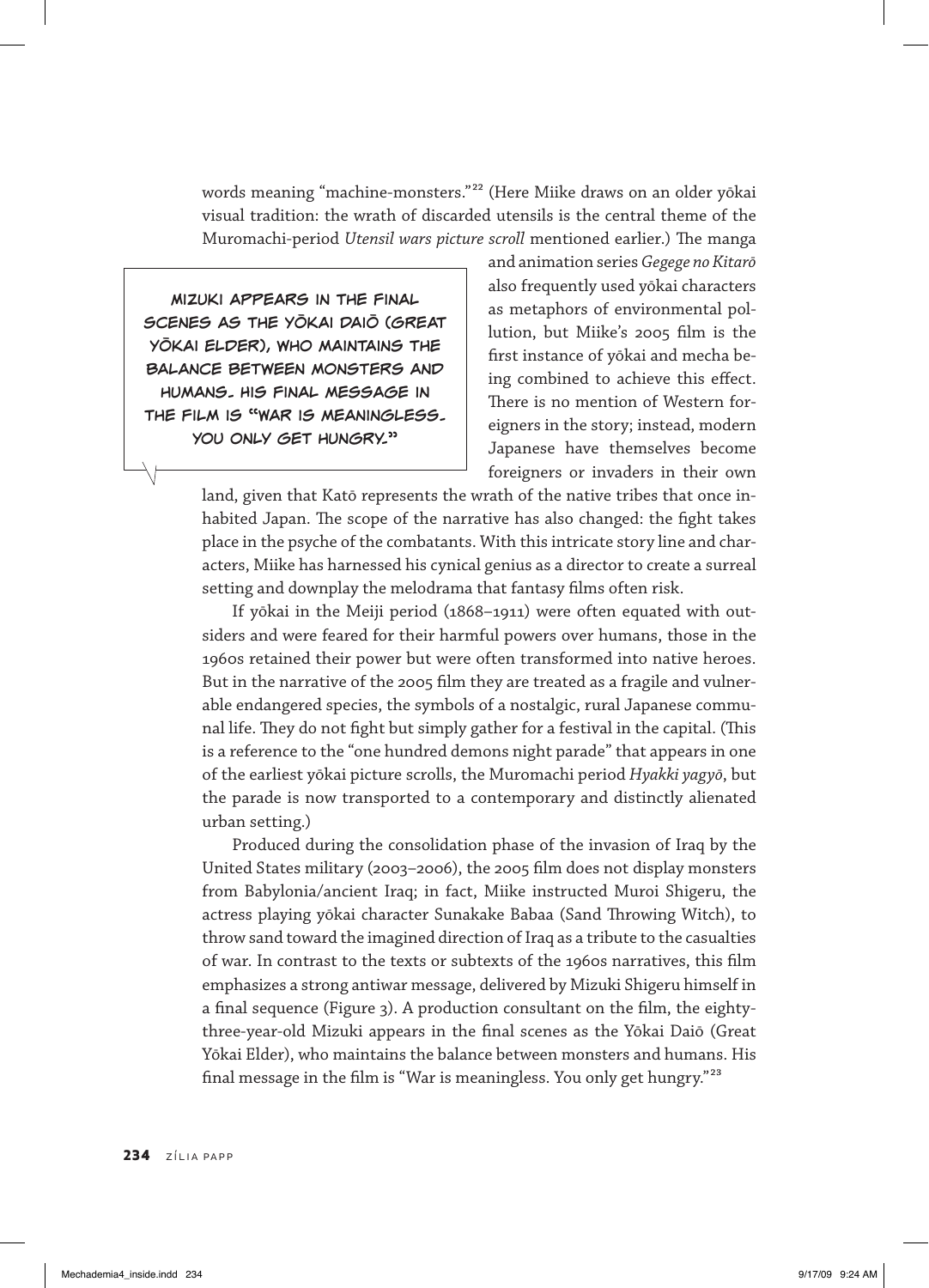words meaning "machine-monsters."[22] (Here Miike draws on an older yōkai visual tradition: the wrath of discarded utensils is the central theme of the Muromachi-period *Utensil wars picture scroll* mentioned earlier.) The manga and animation series *Gegege no Kitarō* also frequently used yōkai characters as metaphors of environmental pollution, but Miike's 2005 film is the first instance of yōkai and mecha being combined to achieve this effect. There is no mention of Western foreigners in the story; instead, modern Japanese have themselves become foreigners or invaders in their own land, given that Katō represents the wrath of the native tribes that once inhabited Japan. The scope of the narrative has also changed: the fight takes place in the psyche of the combatants. With this intricate story line and characters, Miike has harnessed his cynical genius as a director to create a surreal setting and downplay the melodrama that fantasy films often risk.

> MIZUKI APPEARS IN THE FINAL SCENES AS THE YŌKAI DAIŌ (GREAT YŌKAI ELDER), WHO MAINTAINS THE BALANCE BETWEEN MONSTERS AND HUMANS. HIS FINAL MESSAGE IN THE FILM IS "WAR IS MEANINGLESS. YOU ONLY GET HUNGRY."

If yōkai in the Meiji period (1868–1911) were often equated with outsiders and were feared for their harmful powers over humans, those in the 1960s retained their power but were often transformed into native heroes. But in the narrative of the 2005 film they are treated as a fragile and vulnerable endangered species, the symbols of a nostalgic, rural Japanese communal life. They do not fight but simply gather for a festival in the capital. (This is a reference to the "one hundred demons night parade" that appears in one of the earliest yōkai picture scrolls, the Muromachi period *Hyakki yagyō*, but the parade is now transported to a contemporary and distinctly alienated urban setting.)

Produced during the consolidation phase of the invasion of Iraq by the United States military (2003–2006), the 2005 film does not display monsters from Babylonia/ancient Iraq; in fact, Miike instructed Muroi Shigeru, the actress playing yōkai character Sunakake Babaa (Sand Throwing Witch), to throw sand toward the imagined direction of Iraq as a tribute to the casualties of war. In contrast to the texts or subtexts of the 1960s narratives, this film emphasizes a strong antiwar message, delivered by Mizuki Shigeru himself in a final sequence (Figure 3). A production consultant on the film, the eighty-three-year-old Mizuki appears in the final scenes as the Yōkai Daiō (Great Yōkai Elder), who maintains the balance between monsters and humans. His final message in the film is "War is meaningless. You only get hungry."[23]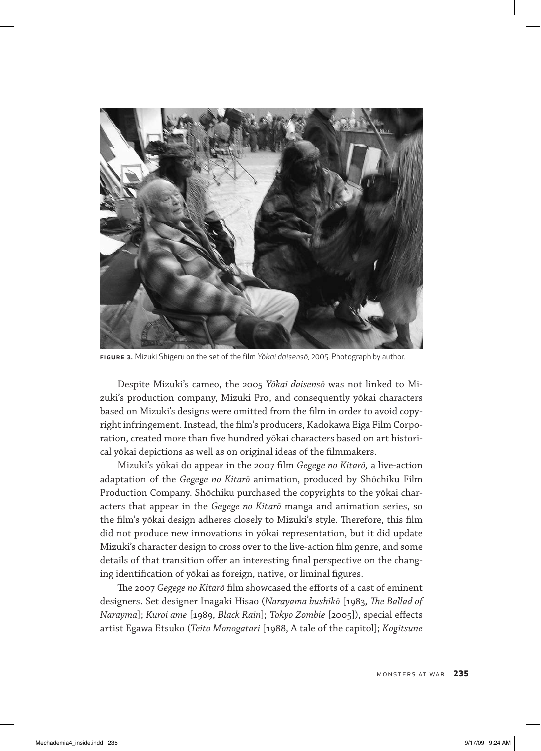**FIGURE 3.** Mizuki Shigeru on the set of the film *Yōkai daisensō,* 2005. Photograph by author.

Despite Mizuki's cameo, the 2005 *Yōkai daisensō* was not linked to Mizuki's production company, Mizuki Pro, and consequently yōkai characters based on Mizuki's designs were omitted from the film in order to avoid copyright infringement. Instead, the film's producers, Kadokawa Eiga Film Corporation, created more than five hundred yōkai characters based on art historical yōkai depictions as well as on original ideas of the filmmakers.

Mizuki's yōkai do appear in the 2007 film *Gegege no Kitarō,* a live-action adaptation of the *Gegege no Kitarō* animation, produced by Shōchiku Film Production Company. Shōchiku purchased the copyrights to the yōkai characters that appear in the *Gegege no Kitarō* manga and animation series, so the film's yōkai design adheres closely to Mizuki's style. Therefore, this film did not produce new innovations in yōkai representation, but it did update Mizuki's character design to cross over to the live-action film genre, and some details of that transition offer an interesting final perspective on the changing identification of yōkai as foreign, native, or liminal figures.

The 2007 *Gegege no Kitarō* film showcased the efforts of a cast of eminent designers. Set designer Inagaki Hisao (*Narayama bushikō* [1983, *The Ballad of Narayma*]; *Kuroi ame* [1989, *Black Rain*]; *Tokyo Zombie* [2005]), special effects artist Egawa Etsuko (*Teito Monogatari* [1988, A tale of the capitol]; *Kogitsune*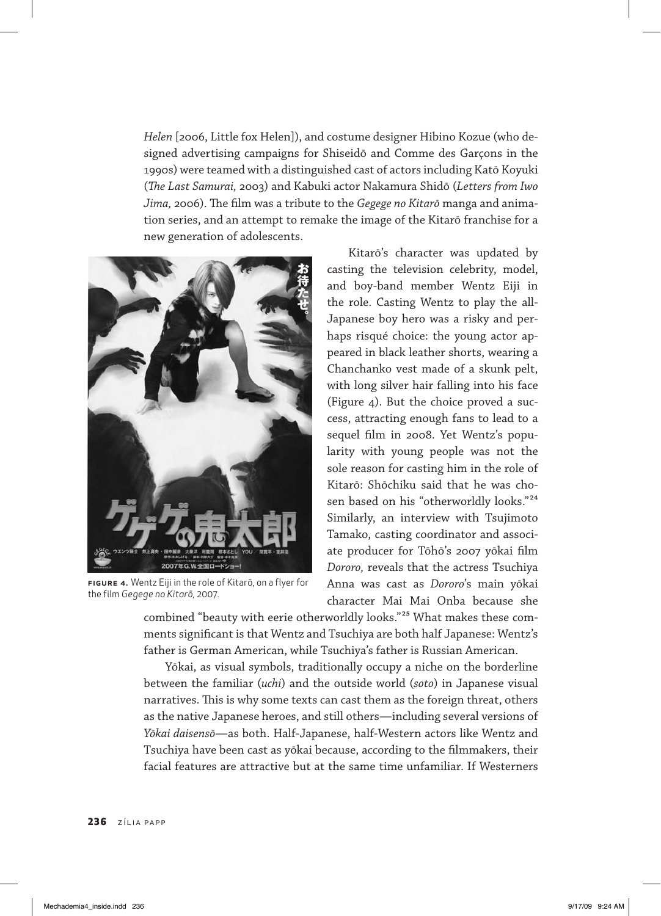*Helen* [2006, Little fox Helen]), and costume designer Hibino Kozue (who designed advertising campaigns for Shiseidō and Comme des Garçons in the 1990s) were teamed with a distinguished cast of actors including Katō Koyuki (*The Last Samurai,* 2003) and Kabuki actor Nakamura Shidō (*Letters from Iwo Jima,* 2006). The film was a tribute to the *Gegege no Kitarō* manga and animation series, and an attempt to remake the image of the Kitarō franchise for a new generation of adolescents.

**FIGURE 4.** Wentz Eiji in the role of Kitarō, on a flyer for the film *Gegege no Kitarō,* 2007.

Kitarō's character was updated by casting the television celebrity, model, and boy-band member Wentz Eiji in the role. Casting Wentz to play the all-Japanese boy hero was a risky and perhaps risqué choice: the young actor appeared in black leather shorts, wearing a Chanchanko vest made of a skunk pelt, with long silver hair falling into his face (Figure 4). But the choice proved a success, attracting enough fans to lead to a sequel film in 2008. Yet Wentz's popularity with young people was not the sole reason for casting him in the role of Kitarō: Shōchiku said that he was chosen based on his "otherworldly looks."[24] Similarly, an interview with Tsujimoto Tamako, casting coordinator and associate producer for Tōhō's 2007 yōkai film *Dororo,* reveals that the actress Tsuchiya Anna was cast as *Dororo*'s main yōkai character Mai Mai Onba because she combined "beauty with eerie otherworldly looks."[25] What makes these comments significant is that Wentz and Tsuchiya are both half Japanese: Wentz's father is German American, while Tsuchiya's father is Russian American.

Yōkai, as visual symbols, traditionally occupy a niche on the borderline between the familiar (*uchi*) and the outside world (*soto*) in Japanese visual narratives. This is why some texts can cast them as the foreign threat, others as the native Japanese heroes, and still others—including several versions of *Yōkai daisensō*—as both. Half-Japanese, half-Western actors like Wentz and Tsuchiya have been cast as yōkai because, according to the filmmakers, their facial features are attractive but at the same time unfamiliar. If Westerners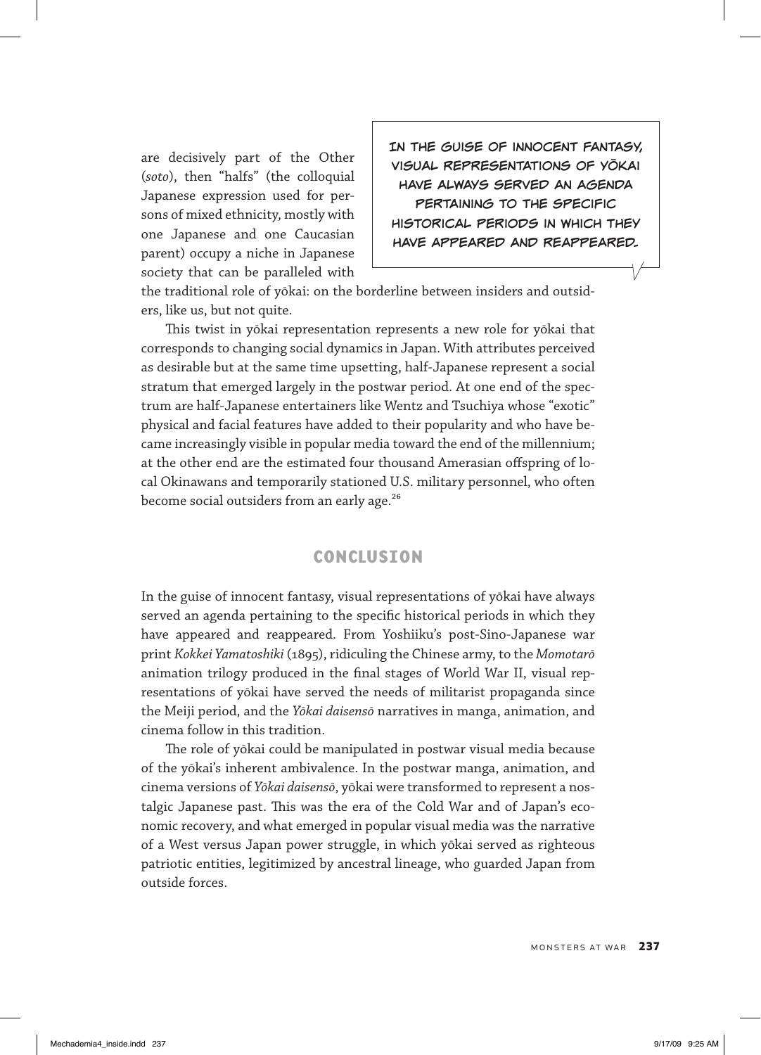are decisively part of the Other (*soto*), then "halfs" (the colloquial Japanese expression used for persons of mixed ethnicity, mostly with one Japanese and one Caucasian parent) occupy a niche in Japanese society that can be paralleled with the traditional role of yōkai: on the borderline between insiders and outsiders, like us, but not quite.

> IN THE GUISE OF INNOCENT FANTASY, VISUAL REPRESENTATIONS OF YŌKAI HAVE ALWAYS SERVED AN AGENDA PERTAINING TO THE SPECIFIC HISTORICAL PERIODS IN WHICH THEY HAVE APPEARED AND REAPPEARED.

This twist in yōkai representation represents a new role for yōkai that corresponds to changing social dynamics in Japan. With attributes perceived as desirable but at the same time upsetting, half-Japanese represent a social stratum that emerged largely in the postwar period. At one end of the spectrum are half-Japanese entertainers like Wentz and Tsuchiya whose "exotic" physical and facial features have added to their popularity and who have became increasingly visible in popular media toward the end of the millennium; at the other end are the estimated four thousand Amerasian offspring of local Okinawans and temporarily stationed U.S. military personnel, who often become social outsiders from an early age.[26]

## CONCLUSION

In the guise of innocent fantasy, visual representations of yōkai have always served an agenda pertaining to the specific historical periods in which they have appeared and reappeared. From Yoshiiku's post-Sino-Japanese war print *Kokkei Yamatoshiki* (1895), ridiculing the Chinese army, to the *Momotarō* animation trilogy produced in the final stages of World War II, visual representations of yōkai have served the needs of militarist propaganda since the Meiji period, and the *Yōkai daisensō* narratives in manga, animation, and cinema follow in this tradition.

The role of yōkai could be manipulated in postwar visual media because of the yōkai's inherent ambivalence. In the postwar manga, animation, and cinema versions of *Yōkai daisensō*, yōkai were transformed to represent a nostalgic Japanese past. This was the era of the Cold War and of Japan's economic recovery, and what emerged in popular visual media was the narrative of a West versus Japan power struggle, in which yōkai served as righteous patriotic entities, legitimized by ancestral lineage, who guarded Japan from outside forces.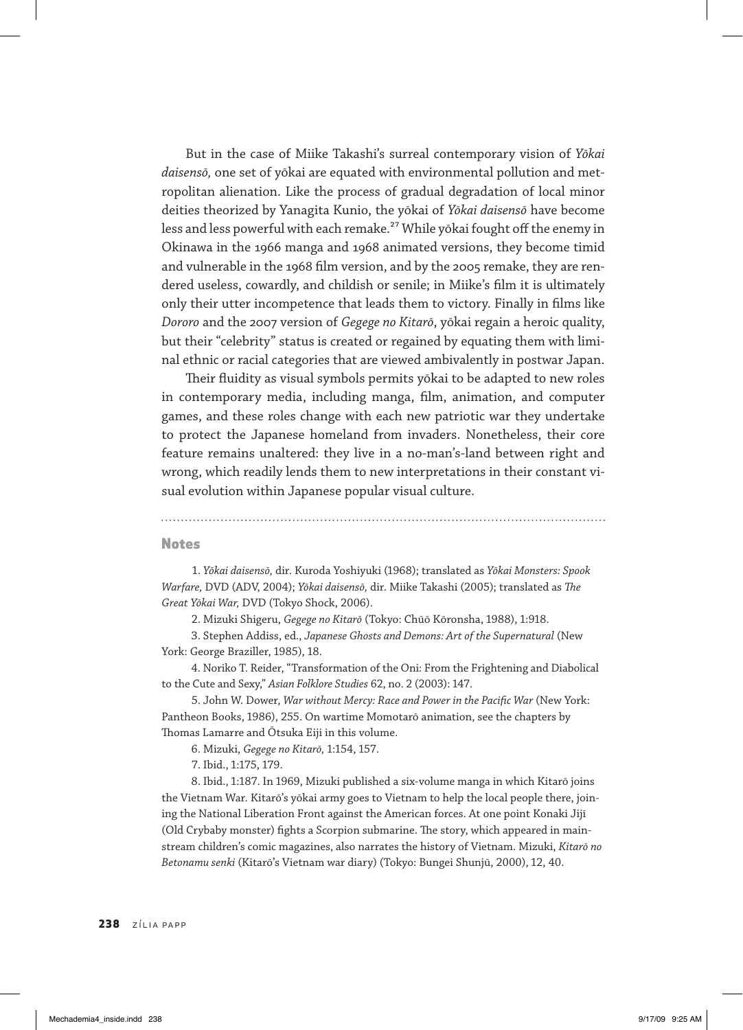But in the case of Miike Takashi's surreal contemporary vision of *Yōkai daisensō,* one set of yōkai are equated with environmental pollution and metropolitan alienation. Like the process of gradual degradation of local minor deities theorized by Yanagita Kunio, the yōkai of *Yōkai daisensō* have become less and less powerful with each remake.[27] While yōkai fought off the enemy in Okinawa in the 1966 manga and 1968 animated versions, they become timid and vulnerable in the 1968 film version, and by the 2005 remake, they are rendered useless, cowardly, and childish or senile; in Miike's film it is ultimately only their utter incompetence that leads them to victory. Finally in films like *Dororo* and the 2007 version of *Gegege no Kitarō*, yōkai regain a heroic quality, but their "celebrity" status is created or regained by equating them with liminal ethnic or racial categories that are viewed ambivalently in postwar Japan.

Their fluidity as visual symbols permits yōkai to be adapted to new roles in contemporary media, including manga, film, animation, and computer games, and these roles change with each new patriotic war they undertake to protect the Japanese homeland from invaders. Nonetheless, their core feature remains unaltered: they live in a no-man's-land between right and wrong, which readily lends them to new interpretations in their constant visual evolution within Japanese popular visual culture.

## Notes

1. *Yōkai daisensō,* dir. Kuroda Yoshiyuki (1968); translated as *Yōkai Monsters: Spook Warfare,* DVD (ADV, 2004); *Yōkai daisensō,* dir. Miike Takashi (2005); translated as *The Great Yōkai War,* DVD (Tokyo Shock, 2006).

2. Mizuki Shigeru, *Gegege no Kitarō* (Tokyo: Chūō Kōronsha, 1988), 1:918.

3. Stephen Addiss, ed., *Japanese Ghosts and Demons: Art of the Supernatural* (New York: George Braziller, 1985), 18.

4. Noriko T. Reider, "Transformation of the Oni: From the Frightening and Diabolical to the Cute and Sexy," *Asian Folklore Studies* 62, no. 2 (2003): 147.

5. John W. Dower, *War without Mercy: Race and Power in the Pacific War* (New York: Pantheon Books, 1986), 255. On wartime Momotarō animation, see the chapters by Thomas Lamarre and Ōtsuka Eiji in this volume.

6. Mizuki, *Gegege no Kitarō,* 1:154, 157.

7. Ibid., 1:175, 179.

8. Ibid., 1:187. In 1969, Mizuki published a six-volume manga in which Kitarō joins the Vietnam War. Kitarō's yōkai army goes to Vietnam to help the local people there, joining the National Liberation Front against the American forces. At one point Konaki Jijī (Old Crybaby monster) fights a Scorpion submarine. The story, which appeared in mainstream children's comic magazines, also narrates the history of Vietnam. Mizuki, *Kitarō no Betonamu senki* (Kitarō's Vietnam war diary) (Tokyo: Bungei Shunjū, 2000), 12, 40.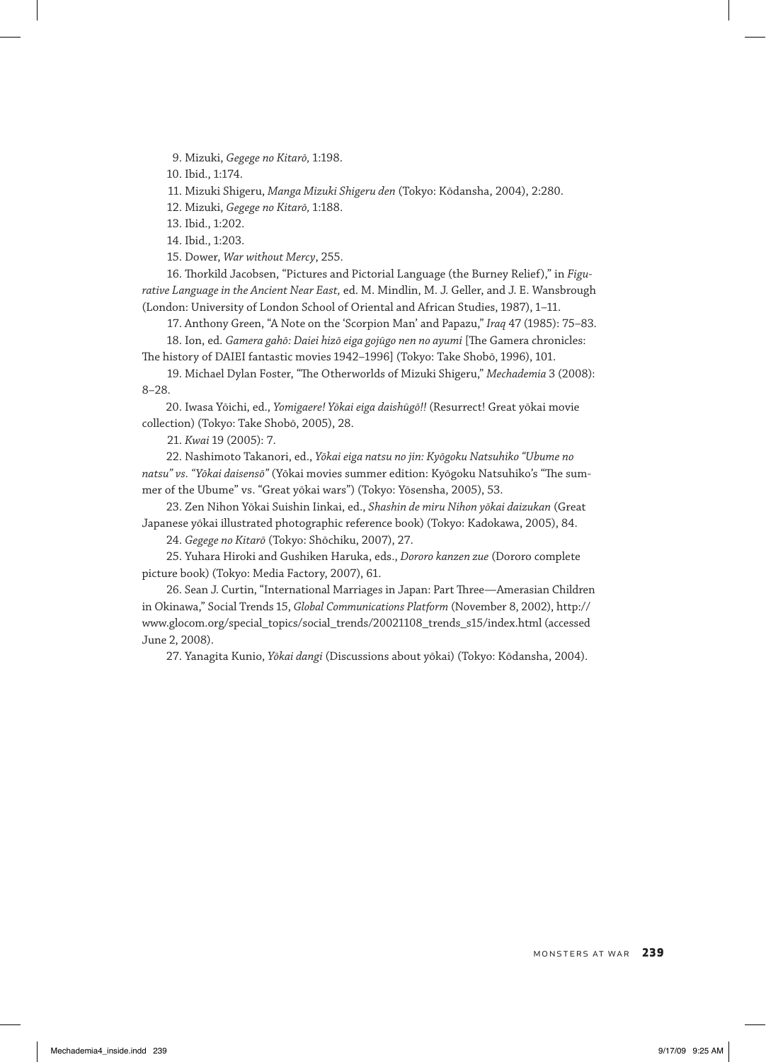9. Mizuki, *Gegege no Kitarō,* 1:198.

10. Ibid., 1:174.

11. Mizuki Shigeru, *Manga Mizuki Shigeru den* (Tokyo: Kōdansha, 2004), 2:280.

12. Mizuki, *Gegege no Kitarō,* 1:188.

13. Ibid., 1:202.

14. Ibid., 1:203.

15. Dower, *War without Mercy*, 255.

16. Thorkild Jacobsen, "Pictures and Pictorial Language (the Burney Relief)," in *Figurative Language in the Ancient Near East,* ed. M. Mindlin, M. J. Geller, and J. E. Wansbrough (London: University of London School of Oriental and African Studies, 1987), 1–11.

17. Anthony Green, "A Note on the 'Scorpion Man' and Papazu," *Iraq* 47 (1985): 75–83.

18. Ion, ed. *Gamera gahō: Daiei hizō eiga gojūgo nen no ayumi* [The Gamera chronicles: The history of DAIEI fantastic movies 1942–1996] (Tokyo: Take Shobō, 1996), 101.

19. Michael Dylan Foster, "The Otherworlds of Mizuki Shigeru," *Mechademia* 3 (2008): 8–28.

20. Iwasa Yōichi, ed., *Yomigaere! Yōkai eiga daishūgō!!* (Resurrect! Great yōkai movie collection) (Tokyo: Take Shobō, 2005), 28.

21. *Kwai* 19 (2005): 7.

22. Nashimoto Takanori, ed., *Yōkai eiga natsu no jin: Kyōgoku Natsuhiko "Ubume no natsu" vs. "Yōkai daisensō"* (Yōkai movies summer edition: Kyōgoku Natsuhiko's "The summer of the Ubume" vs. "Great yōkai wars") (Tokyo: Yōsensha, 2005), 53.

23. Zen Nihon Yōkai Suishin Iinkai, ed., *Shashin de miru Nihon yōkai daizukan* (Great Japanese yōkai illustrated photographic reference book) (Tokyo: Kadokawa, 2005), 84.

24. *Gegege no Kitarō* (Tokyo: Shōchiku, 2007), 27.

25. Yuhara Hiroki and Gushiken Haruka, eds., *Dororo kanzen zue* (Dororo complete picture book) (Tokyo: Media Factory, 2007), 61.

26. Sean J. Curtin, "International Marriages in Japan: Part Three—Amerasian Children in Okinawa," Social Trends 15, *Global Communications Platform* (November 8, 2002), http://www.glocom.org/special_topics/social_trends/20021108_trends_s15/index.html (accessed June 2, 2008).

27. Yanagita Kunio, *Yōkai dangi* (Discussions about yōkai) (Tokyo: Kōdansha, 2004).